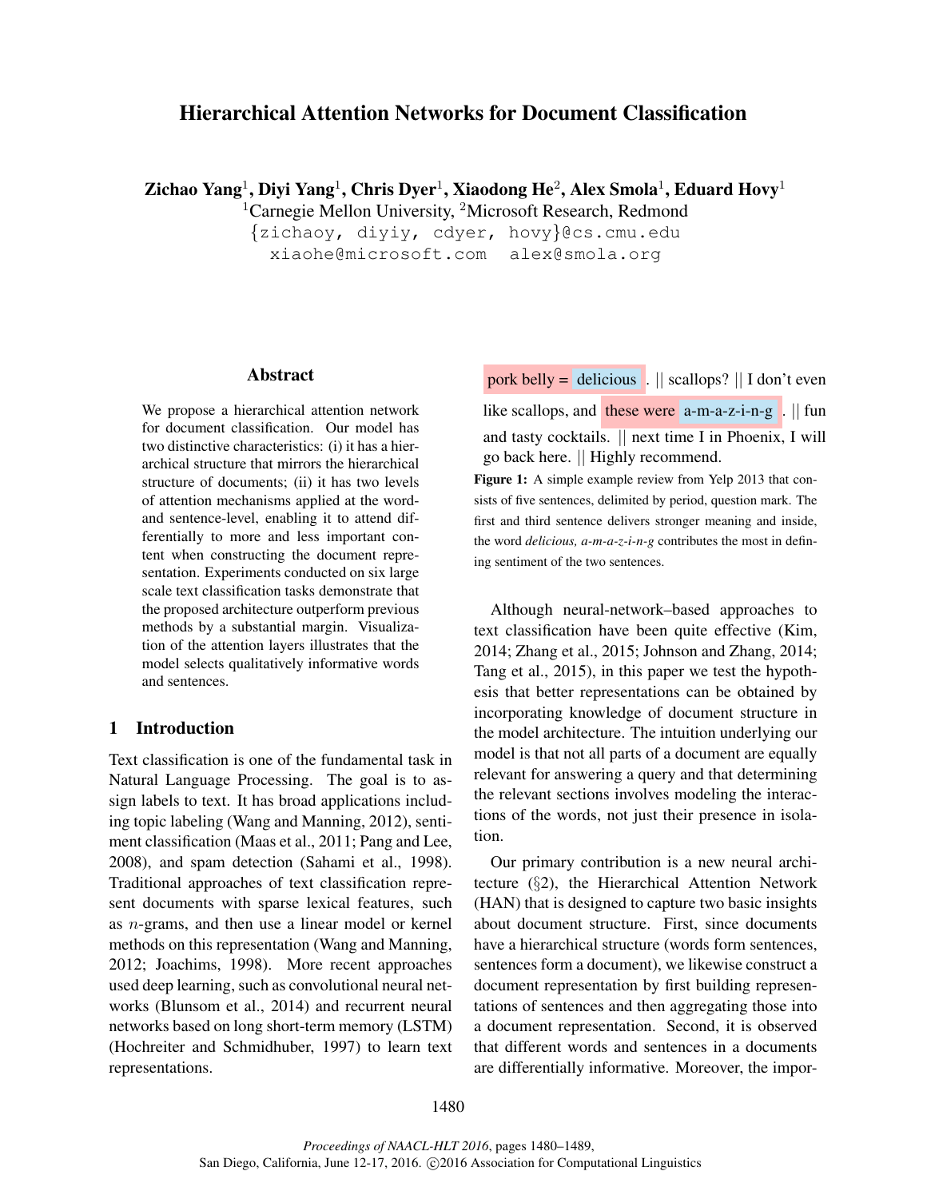# Hierarchical Attention Networks for Document Classification

**Zichao Yang[1], Diyi Yang[1], Chris Dyer[1], Xiaodong He[2], Alex Smola[1], Eduard Hovy[1]**

[1]Carnegie Mellon University, [2]Microsoft Research, Redmond

{zichaoy, diyiy, cdyer, hovy}@cs.cmu.edu

xiaohe@microsoft.com alex@smola.org

## Abstract

We propose a hierarchical attention network for document classification. Our model has two distinctive characteristics: (i) it has a hierarchical structure that mirrors the hierarchical structure of documents; (ii) it has two levels of attention mechanisms applied at the word- and sentence-level, enabling it to attend differentially to more and less important content when constructing the document representation. Experiments conducted on six large scale text classification tasks demonstrate that the proposed architecture outperform previous methods by a substantial margin. Visualization of the attention layers illustrates that the model selects qualitatively informative words and sentences.

## 1 Introduction

Text classification is one of the fundamental task in Natural Language Processing. The goal is to assign labels to text. It has broad applications including topic labeling (Wang and Manning, 2012), sentiment classification (Maas et al., 2011; Pang and Lee, 2008), and spam detection (Sahami et al., 1998). Traditional approaches of text classification represent documents with sparse lexical features, such as $n$-grams, and then use a linear model or kernel methods on this representation (Wang and Manning, 2012; Joachims, 1998). More recent approaches used deep learning, such as convolutional neural networks (Blunsom et al., 2014) and recurrent neural networks based on long short-term memory (LSTM) (Hochreiter and Schmidhuber, 1997) to learn text representations.

pork belly = delicious . || scallops? || I don't even like scallops, and these were a-m-a-z-i-n-g . || fun and tasty cocktails. || next time I in Phoenix, I will go back here. || Highly recommend.

**Figure 1:** A simple example review from Yelp 2013 that consists of five sentences, delimited by period, question mark. The first and third sentence delivers stronger meaning and inside, the word *delicious, a-m-a-z-i-n-g* contributes the most in defining sentiment of the two sentences.

Although neural-network–based approaches to text classification have been quite effective (Kim, 2014; Zhang et al., 2015; Johnson and Zhang, 2014; Tang et al., 2015), in this paper we test the hypothesis that better representations can be obtained by incorporating knowledge of document structure in the model architecture. The intuition underlying our model is that not all parts of a document are equally relevant for answering a query and that determining the relevant sections involves modeling the interactions of the words, not just their presence in isolation.

Our primary contribution is a new neural architecture (§2), the Hierarchical Attention Network (HAN) that is designed to capture two basic insights about document structure. First, since documents have a hierarchical structure (words form sentences, sentences form a document), we likewise construct a document representation by first building representations of sentences and then aggregating those into a document representation. Second, it is observed that different words and sentences in a documents are differentially informative. Moreover, the impor-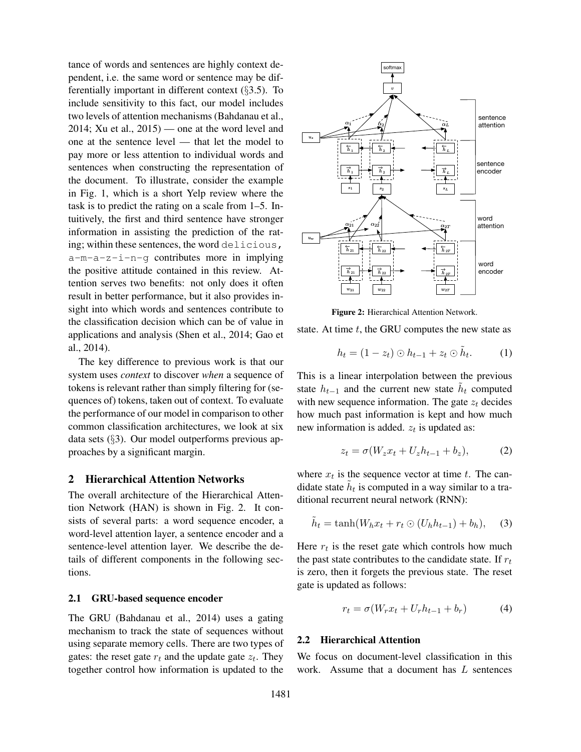tance of words and sentences are highly context dependent, i.e. the same word or sentence may be differentially important in different context (§3.5). To include sensitivity to this fact, our model includes two levels of attention mechanisms (Bahdanau et al., 2014; Xu et al., 2015) — one at the word level and one at the sentence level — that let the model to pay more or less attention to individual words and sentences when constructing the representation of the document. To illustrate, consider the example in Fig. 1, which is a short Yelp review where the task is to predict the rating on a scale from 1–5. Intuitively, the first and third sentence have stronger information in assisting the prediction of the rating; within these sentences, the word `delicious`, `a-m-a-z-i-n-g` contributes more in implying the positive attitude contained in this review. Attention serves two benefits: not only does it often result in better performance, but it also provides insight into which words and sentences contribute to the classification decision which can be of value in applications and analysis (Shen et al., 2014; Gao et al., 2014).

The key difference to previous work is that our system uses *context* to discover *when* a sequence of tokens is relevant rather than simply filtering for (sequences of) tokens, taken out of context. To evaluate the performance of our model in comparison to other common classification architectures, we look at six data sets (§3). Our model outperforms previous approaches by a significant margin.

## 2 Hierarchical Attention Networks

The overall architecture of the Hierarchical Attention Network (HAN) is shown in Fig. 2. It consists of several parts: a word sequence encoder, a word-level attention layer, a sentence encoder and a sentence-level attention layer. We describe the details of different components in the following sections.

### 2.1 GRU-based sequence encoder

The GRU (Bahdanau et al., 2014) uses a gating mechanism to track the state of sequences without using separate memory cells. There are two types of gates: the reset gate $r_t$ and the update gate $z_t$. They together control how information is updated to the

**Figure 2:** Hierarchical Attention Network.

state. At time $t$, the GRU computes the new state as

$$h_t = (1 - z_t) \odot h_{t-1} + z_t \odot \tilde{h}_t. \tag{1}$$

This is a linear interpolation between the previous state $h_{t-1}$ and the current new state $\tilde{h}_t$ computed with new sequence information. The gate $z_t$ decides how much past information is kept and how much new information is added. $z_t$ is updated as:

$$z_t = \sigma(W_z x_t + U_z h_{t-1} + b_z), \tag{2}$$

where $x_t$ is the sequence vector at time $t$. The candidate state $\tilde{h}_t$ is computed in a way similar to a traditional recurrent neural network (RNN):

$$\tilde{h}_t = \tanh(W_h x_t + r_t \odot (U_h h_{t-1}) + b_h), \tag{3}$$

Here $r_t$ is the reset gate which controls how much the past state contributes to the candidate state. If $r_t$ is zero, then it forgets the previous state. The reset gate is updated as follows:

$$r_t = \sigma(W_r x_t + U_r h_{t-1} + b_r) \tag{4}$$

### 2.2 Hierarchical Attention

We focus on document-level classification in this work. Assume that a document has $L$ sentences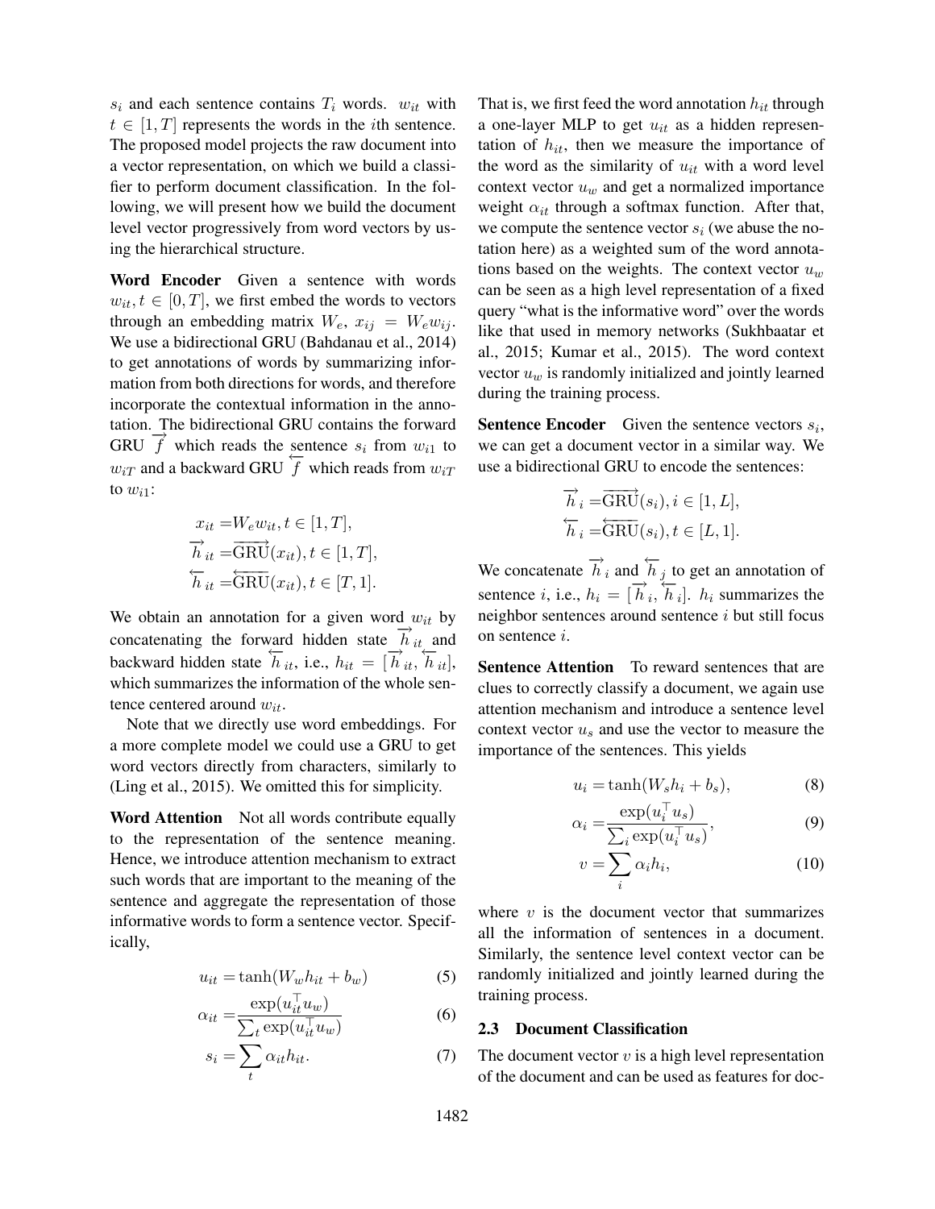$s_i$ and each sentence contains $T_i$ words. $w_{it}$ with $t \in [1, T]$ represents the words in the $i$th sentence. The proposed model projects the raw document into a vector representation, on which we build a classifier to perform document classification. In the following, we will present how we build the document level vector progressively from word vectors by using the hierarchical structure.

**Word Encoder** Given a sentence with words $w_{it}, t \in [0, T]$, we first embed the words to vectors through an embedding matrix $W_e$, $x_{ij} = W_e w_{ij}$. We use a bidirectional GRU (Bahdanau et al., 2014) to get annotations of words by summarizing information from both directions for words, and therefore incorporate the contextual information in the annotation. The bidirectional GRU contains the forward GRU $\overrightarrow{f}$ which reads the sentence $s_i$ from $w_{i1}$ to $w_{iT}$ and a backward GRU $\overleftarrow{f}$ which reads from $w_{iT}$ to $w_{i1}$:

$$
\begin{aligned}
x_{it} &= W_e w_{it}, t \in [1, T], \\
\overrightarrow{h}_{it} &= \overrightarrow{\text{GRU}}(x_{it}), t \in [1, T], \\
\overleftarrow{h}_{it} &= \overleftarrow{\text{GRU}}(x_{it}), t \in [T, 1].
\end{aligned}
$$

We obtain an annotation for a given word $w_{it}$ by concatenating the forward hidden state $\overrightarrow{h}_{it}$ and backward hidden state $\overleftarrow{h}_{it}$, i.e., $h_{it} = [\overrightarrow{h}_{it}, \overleftarrow{h}_{it}]$, which summarizes the information of the whole sentence centered around $w_{it}$.

Note that we directly use word embeddings. For a more complete model we could use a GRU to get word vectors directly from characters, similarly to (Ling et al., 2015). We omitted this for simplicity.

**Word Attention** Not all words contribute equally to the representation of the sentence meaning. Hence, we introduce attention mechanism to extract such words that are important to the meaning of the sentence and aggregate the representation of those informative words to form a sentence vector. Specifically,

$$
u_{it} = \tanh(W_w h_{it} + b_w) \tag{5}
$$

$$
\alpha_{it} = \frac{\exp(u_{it}^\top u_w)}{\sum_t \exp(u_{it}^\top u_w)} \tag{6}
$$

$$
s_i = \sum_t \alpha_{it} h_{it}. \tag{7}
$$

That is, we first feed the word annotation $h_{it}$ through a one-layer MLP to get $u_{it}$ as a hidden representation of $h_{it}$, then we measure the importance of the word as the similarity of $u_{it}$ with a word level context vector $u_w$ and get a normalized importance weight $\alpha_{it}$ through a softmax function. After that, we compute the sentence vector $s_i$ (we abuse the notation here) as a weighted sum of the word annotations based on the weights. The context vector $u_w$ can be seen as a high level representation of a fixed query "what is the informative word" over the words like that used in memory networks (Sukhbaatar et al., 2015; Kumar et al., 2015). The word context vector $u_w$ is randomly initialized and jointly learned during the training process.

**Sentence Encoder** Given the sentence vectors $s_i$, we can get a document vector in a similar way. We use a bidirectional GRU to encode the sentences:

$$
\begin{aligned}
\overrightarrow{h}_i &= \overrightarrow{\text{GRU}}(s_i), i \in [1, L], \\
\overleftarrow{h}_i &= \overleftarrow{\text{GRU}}(s_i), t \in [L, 1].
\end{aligned}
$$

We concatenate $\overrightarrow{h}_i$ and $\overleftarrow{h}_j$ to get an annotation of sentence $i$, i.e., $h_i = [\overrightarrow{h}_i, \overleftarrow{h}_i]$. $h_i$ summarizes the neighbor sentences around sentence $i$ but still focus on sentence $i$.

**Sentence Attention** To reward sentences that are clues to correctly classify a document, we again use attention mechanism and introduce a sentence level context vector $u_s$ and use the vector to measure the importance of the sentences. This yields

$$
u_i = \tanh(W_s h_i + b_s), \tag{8}
$$

$$
\alpha_i = \frac{\exp(u_i^\top u_s)}{\sum_i \exp(u_i^\top u_s)}, \tag{9}
$$

$$
v = \sum_i \alpha_i h_i, \tag{10}
$$

where $v$ is the document vector that summarizes all the information of sentences in a document. Similarly, the sentence level context vector can be randomly initialized and jointly learned during the training process.

## 2.3 Document Classification

The document vector $v$ is a high level representation of the document and can be used as features for doc-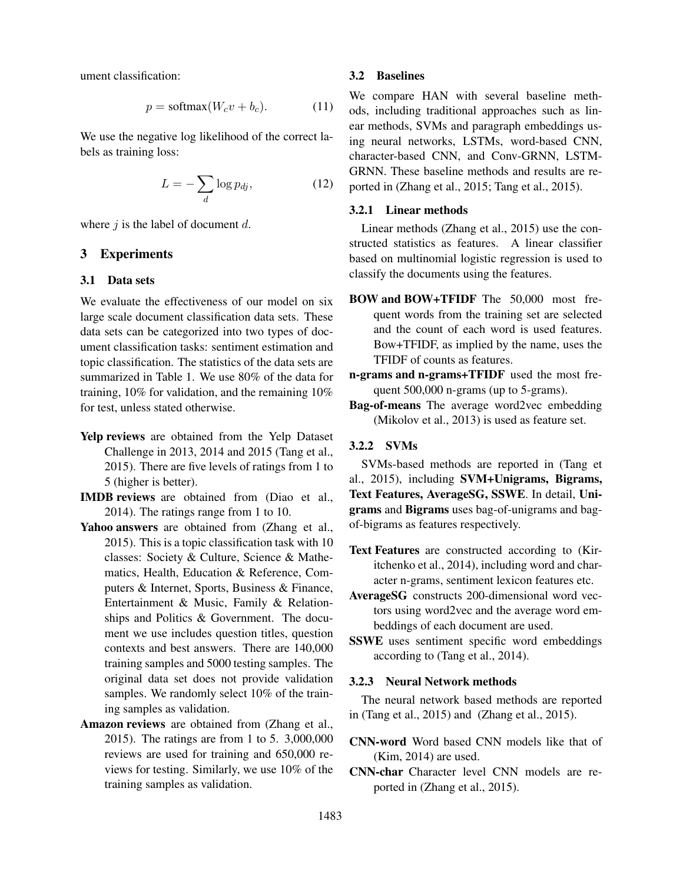ument classification:

$$p = \text{softmax}(W_c v + b_c). \tag{11}$$

We use the negative log likelihood of the correct labels as training loss:

$$L = -\sum_{d} \log p_{dj}, \tag{12}$$

where $j$ is the label of document $d$.

## 3 Experiments

### 3.1 Data sets

We evaluate the effectiveness of our model on six large scale document classification data sets. These data sets can be categorized into two types of document classification tasks: sentiment estimation and topic classification. The statistics of the data sets are summarized in Table 1. We use 80% of the data for training, 10% for validation, and the remaining 10% for test, unless stated otherwise.

**Yelp reviews** are obtained from the Yelp Dataset Challenge in 2013, 2014 and 2015 (Tang et al., 2015). There are five levels of ratings from 1 to 5 (higher is better).

**IMDB reviews** are obtained from (Diao et al., 2014). The ratings range from 1 to 10.

**Yahoo answers** are obtained from (Zhang et al., 2015). This is a topic classification task with 10 classes: Society & Culture, Science & Mathematics, Health, Education & Reference, Computers & Internet, Sports, Business & Finance, Entertainment & Music, Family & Relationships and Politics & Government. The document we use includes question titles, question contexts and best answers. There are 140,000 training samples and 5000 testing samples. The original data set does not provide validation samples. We randomly select 10% of the training samples as validation.

**Amazon reviews** are obtained from (Zhang et al., 2015). The ratings are from 1 to 5. 3,000,000 reviews are used for training and 650,000 reviews for testing. Similarly, we use 10% of the training samples as validation.

### 3.2 Baselines

We compare HAN with several baseline methods, including traditional approaches such as linear methods, SVMs and paragraph embeddings using neural networks, LSTMs, word-based CNN, character-based CNN, and Conv-GRNN, LSTM-GRNN. These baseline methods and results are reported in (Zhang et al., 2015; Tang et al., 2015).

#### 3.2.1 Linear methods

Linear methods (Zhang et al., 2015) use the constructed statistics as features. A linear classifier based on multinomial logistic regression is used to classify the documents using the features.

**BOW and BOW+TFIDF** The 50,000 most frequent words from the training set are selected and the count of each word is used features. Bow+TFIDF, as implied by the name, uses the TFIDF of counts as features.

**n-grams and n-grams+TFIDF** used the most frequent 500,000 n-grams (up to 5-grams).

**Bag-of-means** The average word2vec embedding (Mikolov et al., 2013) is used as feature set.

#### 3.2.2 SVMs

SVMs-based methods are reported in (Tang et al., 2015), including **SVM+Unigrams, Bigrams, Text Features, AverageSG, SSWE**. In detail, **Unigrams** and **Bigrams** uses bag-of-unigrams and bag-of-bigrams as features respectively.

**Text Features** are constructed according to (Kiritchenko et al., 2014), including word and character n-grams, sentiment lexicon features etc.

**AverageSG** constructs 200-dimensional word vectors using word2vec and the average word embeddings of each document are used.

**SSWE** uses sentiment specific word embeddings according to (Tang et al., 2014).

#### 3.2.3 Neural Network methods

The neural network based methods are reported in (Tang et al., 2015) and (Zhang et al., 2015).

**CNN-word** Word based CNN models like that of (Kim, 2014) are used.

**CNN-char** Character level CNN models are reported in (Zhang et al., 2015).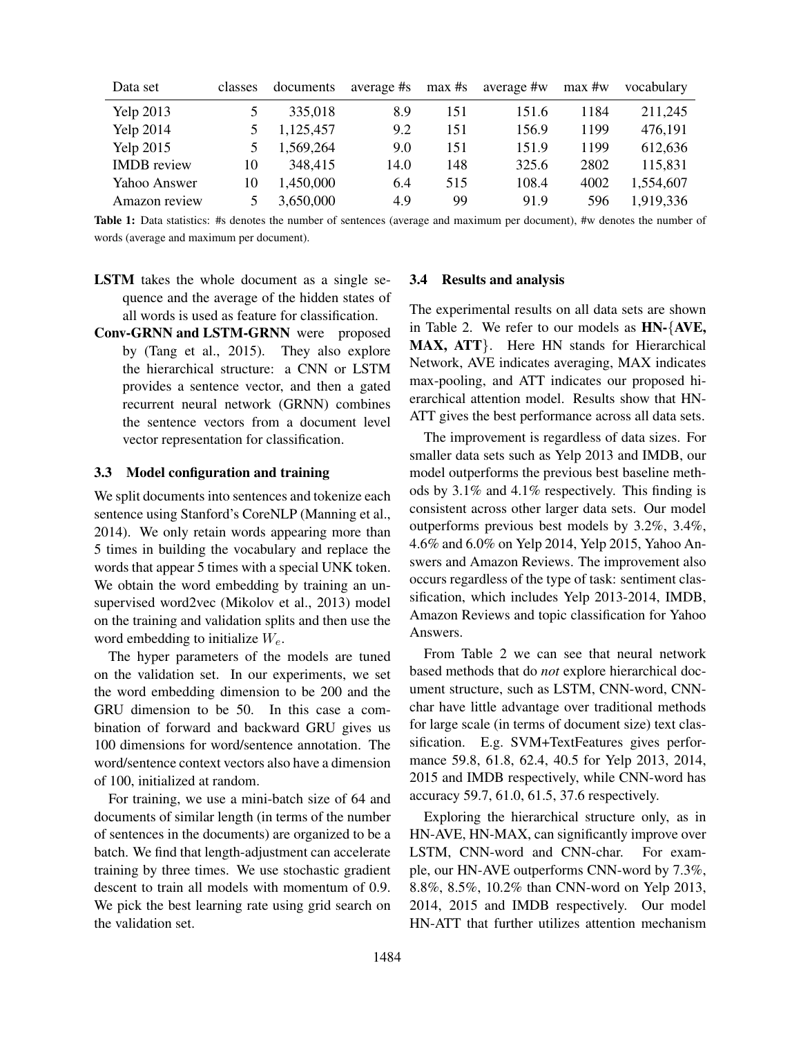| Data set | classes | documents | average #s | max #s | average #w | max #w | vocabulary |
|---|---|---|---|---|---|---|---|
| Yelp 2013 | 5 | 335,018 | 8.9 | 151 | 151.6 | 1184 | 211,245 |
| Yelp 2014 | 5 | 1,125,457 | 9.2 | 151 | 156.9 | 1199 | 476,191 |
| Yelp 2015 | 5 | 1,569,264 | 9.0 | 151 | 151.9 | 1199 | 612,636 |
| IMDB review | 10 | 348,415 | 14.0 | 148 | 325.6 | 2802 | 115,831 |
| Yahoo Answer | 10 | 1,450,000 | 6.4 | 515 | 108.4 | 4002 | 1,554,607 |
| Amazon review | 5 | 3,650,000 | 4.9 | 99 | 91.9 | 596 | 1,919,336 |

**Table 1:** Data statistics: #s denotes the number of sentences (average and maximum per document), #w denotes the number of words (average and maximum per document).

**LSTM** takes the whole document as a single sequence and the average of the hidden states of all words is used as feature for classification.

**Conv-GRNN and LSTM-GRNN** were proposed by (Tang et al., 2015). They also explore the hierarchical structure: a CNN or LSTM provides a sentence vector, and then a gated recurrent neural network (GRNN) combines the sentence vectors from a document level vector representation for classification.

### 3.3 Model configuration and training

We split documents into sentences and tokenize each sentence using Stanford's CoreNLP (Manning et al., 2014). We only retain words appearing more than 5 times in building the vocabulary and replace the words that appear 5 times with a special UNK token. We obtain the word embedding by training an unsupervised word2vec (Mikolov et al., 2013) model on the training and validation splits and then use the word embedding to initialize $W_e$.

The hyper parameters of the models are tuned on the validation set. In our experiments, we set the word embedding dimension to be 200 and the GRU dimension to be 50. In this case a combination of forward and backward GRU gives us 100 dimensions for word/sentence annotation. The word/sentence context vectors also have a dimension of 100, initialized at random.

For training, we use a mini-batch size of 64 and documents of similar length (in terms of the number of sentences in the documents) are organized to be a batch. We find that length-adjustment can accelerate training by three times. We use stochastic gradient descent to train all models with momentum of 0.9. We pick the best learning rate using grid search on the validation set.

### 3.4 Results and analysis

The experimental results on all data sets are shown in Table 2. We refer to our models as **HN-**{**AVE, MAX, ATT**}. Here HN stands for Hierarchical Network, AVE indicates averaging, MAX indicates max-pooling, and ATT indicates our proposed hierarchical attention model. Results show that HN-ATT gives the best performance across all data sets.

The improvement is regardless of data sizes. For smaller data sets such as Yelp 2013 and IMDB, our model outperforms the previous best baseline methods by 3.1% and 4.1% respectively. This finding is consistent across other larger data sets. Our model outperforms previous best models by 3.2%, 3.4%, 4.6% and 6.0% on Yelp 2014, Yelp 2015, Yahoo Answers and Amazon Reviews. The improvement also occurs regardless of the type of task: sentiment classification, which includes Yelp 2013-2014, IMDB, Amazon Reviews and topic classification for Yahoo Answers.

From Table 2 we can see that neural network based methods that do *not* explore hierarchical document structure, such as LSTM, CNN-word, CNN-char have little advantage over traditional methods for large scale (in terms of document size) text classification. E.g. SVM+TextFeatures gives performance 59.8, 61.8, 62.4, 40.5 for Yelp 2013, 2014, 2015 and IMDB respectively, while CNN-word has accuracy 59.7, 61.0, 61.5, 37.6 respectively.

Exploring the hierarchical structure only, as in HN-AVE, HN-MAX, can significantly improve over LSTM, CNN-word and CNN-char. For example, our HN-AVE outperforms CNN-word by 7.3%, 8.8%, 8.5%, 10.2% than CNN-word on Yelp 2013, 2014, 2015 and IMDB respectively. Our model HN-ATT that further utilizes attention mechanism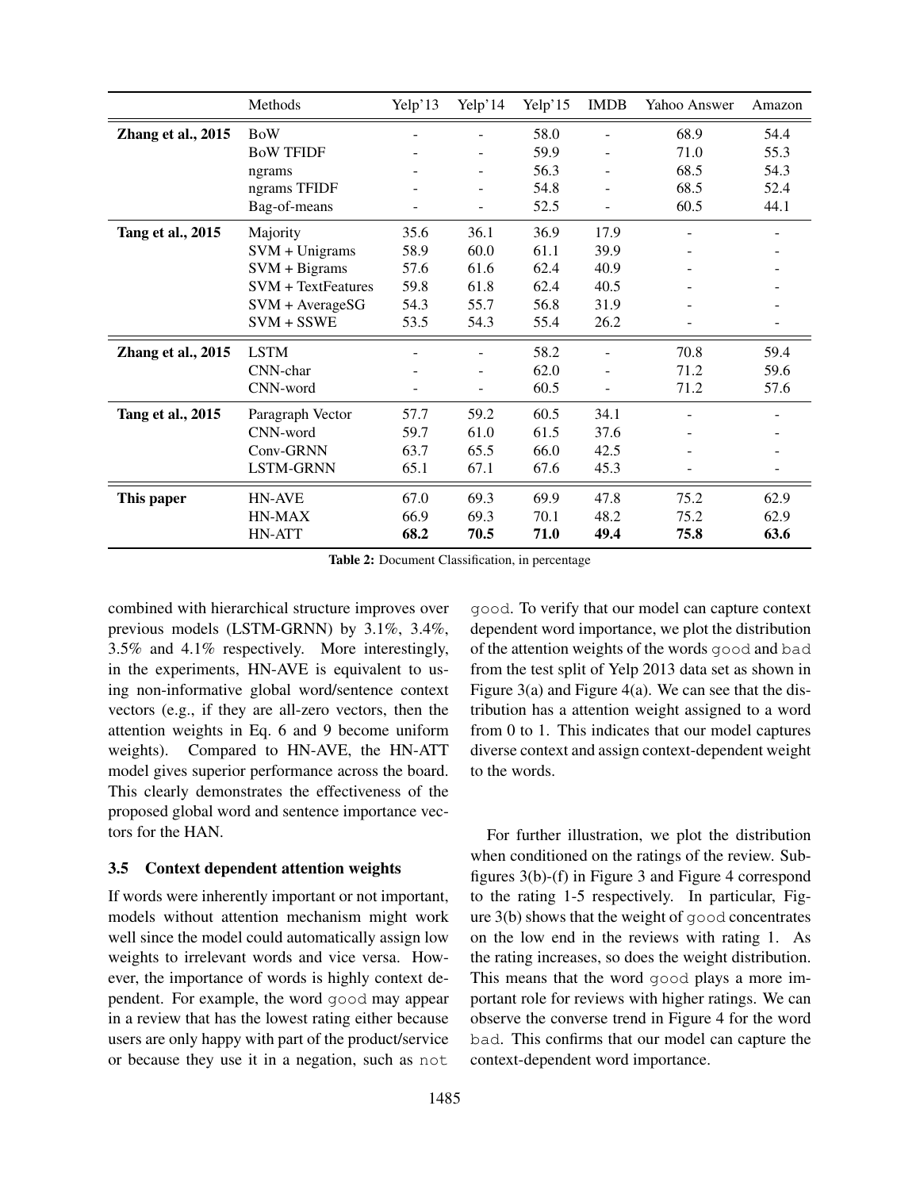| | Methods | Yelp'13 | Yelp'14 | Yelp'15 | IMDB | Yahoo Answer | Amazon |
|---|---|---|---|---|---|---|---|
| **Zhang et al., 2015** | BoW | - | - | 58.0 | - | 68.9 | 54.4 |
| | BoW TFIDF | - | - | 59.9 | - | 71.0 | 55.3 |
| | ngrams | - | - | 56.3 | - | 68.5 | 54.3 |
| | ngrams TFIDF | - | - | 54.8 | - | 68.5 | 52.4 |
| | Bag-of-means | - | - | 52.5 | - | 60.5 | 44.1 |
| **Tang et al., 2015** | Majority | 35.6 | 36.1 | 36.9 | 17.9 | - | - |
| | SVM + Unigrams | 58.9 | 60.0 | 61.1 | 39.9 | - | - |
| | SVM + Bigrams | 57.6 | 61.6 | 62.4 | 40.9 | - | - |
| | SVM + TextFeatures | 59.8 | 61.8 | 62.4 | 40.5 | - | - |
| | SVM + AverageSG | 54.3 | 55.7 | 56.8 | 31.9 | - | - |
| | SVM + SSWE | 53.5 | 54.3 | 55.4 | 26.2 | - | - |
| **Zhang et al., 2015** | LSTM | - | - | 58.2 | - | 70.8 | 59.4 |
| | CNN-char | - | - | 62.0 | - | 71.2 | 59.6 |
| | CNN-word | - | - | 60.5 | - | 71.2 | 57.6 |
| **Tang et al., 2015** | Paragraph Vector | 57.7 | 59.2 | 60.5 | 34.1 | - | - |
| | CNN-word | 59.7 | 61.0 | 61.5 | 37.6 | - | - |
| | Conv-GRNN | 63.7 | 65.5 | 66.0 | 42.5 | - | - |
| | LSTM-GRNN | 65.1 | 67.1 | 67.6 | 45.3 | - | - |
| **This paper** | HN-AVE | 67.0 | 69.3 | 69.9 | 47.8 | 75.2 | 62.9 |
| | HN-MAX | 66.9 | 69.3 | 70.1 | 48.2 | 75.2 | 62.9 |
| | HN-ATT | **68.2** | **70.5** | **71.0** | **49.4** | **75.8** | **63.6** |

**Table 2:** Document Classification, in percentage

combined with hierarchical structure improves over previous models (LSTM-GRNN) by 3.1%, 3.4%, 3.5% and 4.1% respectively. More interestingly, in the experiments, HN-AVE is equivalent to using non-informative global word/sentence context vectors (e.g., if they are all-zero vectors, then the attention weights in Eq. 6 and 9 become uniform weights). Compared to HN-AVE, the HN-ATT model gives superior performance across the board. This clearly demonstrates the effectiveness of the proposed global word and sentence importance vectors for the HAN.

### 3.5 Context dependent attention weights

If words were inherently important or not important, models without attention mechanism might work well since the model could automatically assign low weights to irrelevant words and vice versa. However, the importance of words is highly context dependent. For example, the word `good` may appear in a review that has the lowest rating either because users are only happy with part of the product/service or because they use it in a negation, such as `not good`. To verify that our model can capture context dependent word importance, we plot the distribution of the attention weights of the words `good` and `bad` from the test split of Yelp 2013 data set as shown in Figure 3(a) and Figure 4(a). We can see that the distribution has a attention weight assigned to a word from 0 to 1. This indicates that our model captures diverse context and assign context-dependent weight to the words.

For further illustration, we plot the distribution when conditioned on the ratings of the review. Subfigures 3(b)-(f) in Figure 3 and Figure 4 correspond to the rating 1-5 respectively. In particular, Figure 3(b) shows that the weight of `good` concentrates on the low end in the reviews with rating 1. As the rating increases, so does the weight distribution. This means that the word `good` plays a more important role for reviews with higher ratings. We can observe the converse trend in Figure 4 for the word `bad`. This confirms that our model can capture the context-dependent word importance.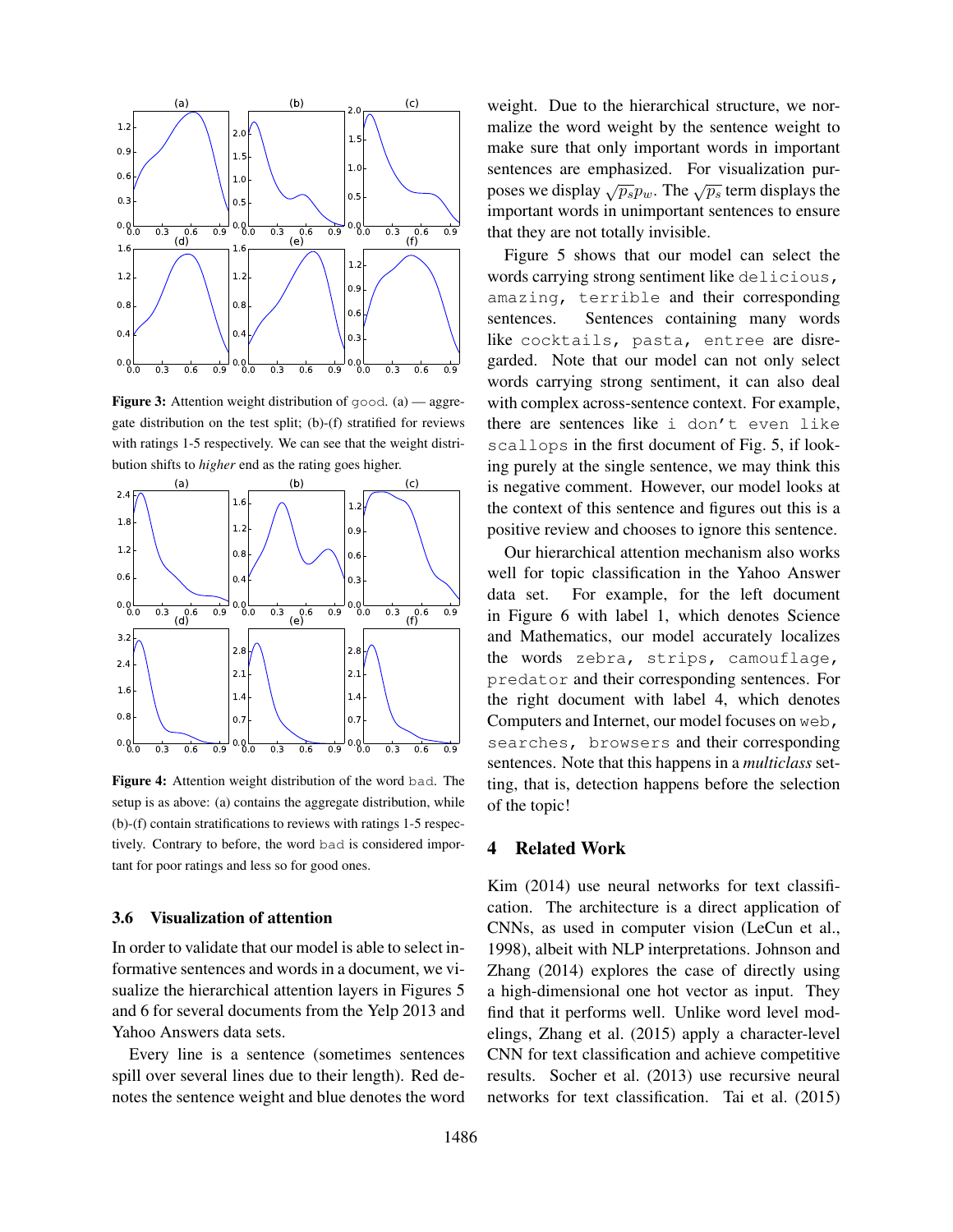Figure 3: Attention weight distribution of `good`. (a) — aggregate distribution on the test split; (b)-(f) stratified for reviews with ratings 1-5 respectively. We can see that the weight distribution shifts to *higher* end as the rating goes higher.

Figure 4: Attention weight distribution of the word `bad`. The setup is as above: (a) contains the aggregate distribution, while (b)-(f) contain stratifications to reviews with ratings 1-5 respectively. Contrary to before, the word `bad` is considered important for poor ratings and less so for good ones.

### 3.6 Visualization of attention

In order to validate that our model is able to select informative sentences and words in a document, we visualize the hierarchical attention layers in Figures 5 and 6 for several documents from the Yelp 2013 and Yahoo Answers data sets.

Every line is a sentence (sometimes sentences spill over several lines due to their length). Red denotes the sentence weight and blue denotes the word weight. Due to the hierarchical structure, we normalize the word weight by the sentence weight to make sure that only important words in important sentences are emphasized. For visualization purposes we display $\sqrt{p_s} p_w$. The $\sqrt{p_s}$ term displays the important words in unimportant sentences to ensure that they are not totally invisible.

Figure 5 shows that our model can select the words carrying strong sentiment like `delicious`, `amazing`, `terrible` and their corresponding sentences. Sentences containing many words like `cocktails`, `pasta`, `entree` are disregarded. Note that our model can not only select words carrying strong sentiment, it can also deal with complex across-sentence context. For example, there are sentences like `i don't even like scallops` in the first document of Fig. 5, if looking purely at the single sentence, we may think this is negative comment. However, our model looks at the context of this sentence and figures out this is a positive review and chooses to ignore this sentence.

Our hierarchical attention mechanism also works well for topic classification in the Yahoo Answer data set. For example, for the left document in Figure 6 with label 1, which denotes Science and Mathematics, our model accurately localizes the words `zebra`, `strips`, `camouflage`, `predator` and their corresponding sentences. For the right document with label 4, which denotes Computers and Internet, our model focuses on `web`, `searches`, `browsers` and their corresponding sentences. Note that this happens in a *multiclass* setting, that is, detection happens before the selection of the topic!

## 4 Related Work

Kim (2014) use neural networks for text classification. The architecture is a direct application of CNNs, as used in computer vision (LeCun et al., 1998), albeit with NLP interpretations. Johnson and Zhang (2014) explores the case of directly using a high-dimensional one hot vector as input. They find that it performs well. Unlike word level modelings, Zhang et al. (2015) apply a character-level CNN for text classification and achieve competitive results. Socher et al. (2013) use recursive neural networks for text classification. Tai et al. (2015)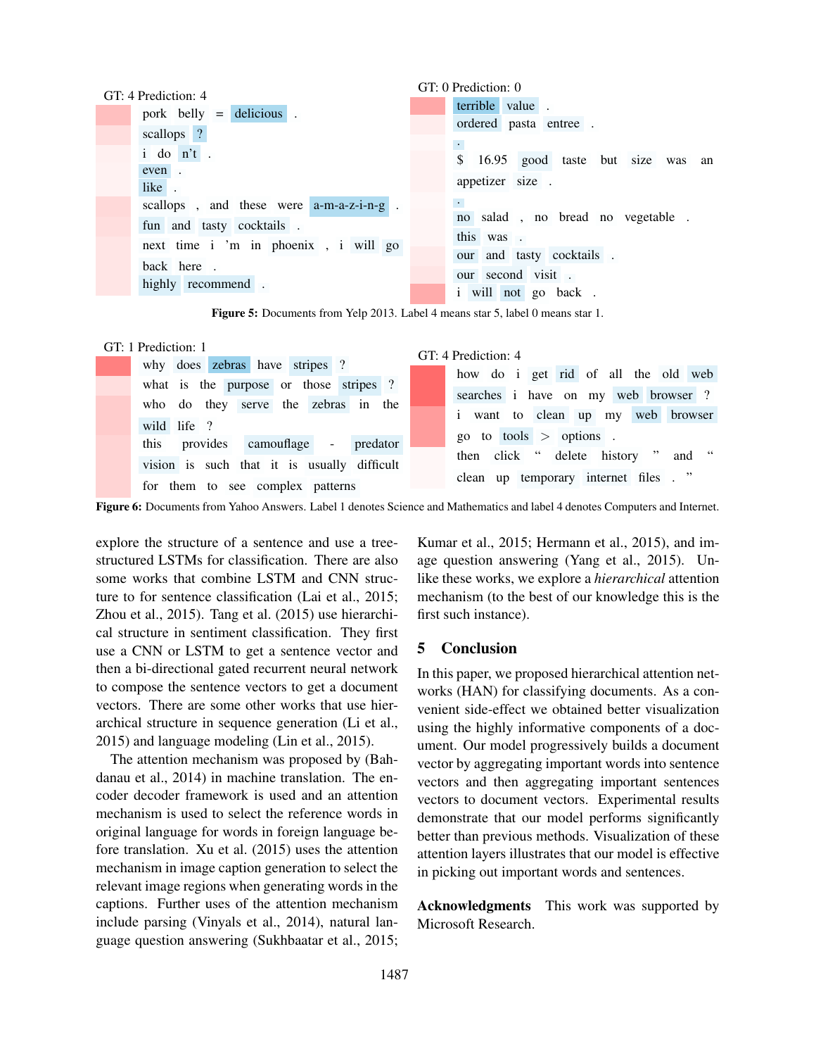GT: 4 Prediction: 4

pork belly = delicious .
scallops ?
i do n't .
even .
like .
scallops , and these were a-m-a-z-i-n-g .
fun and tasty cocktails .
next time i 'm in phoenix , i will go back here .
highly recommend .

GT: 0 Prediction: 0

terrible value .
ordered pasta entree .
.
$ 16.95 good taste but size was an appetizer size .
.
no salad , no bread no vegetable .
this was .
our and tasty cocktails .
our second visit .
i will not go back .

**Figure 5:** Documents from Yelp 2013. Label 4 means star 5, label 0 means star 1.

GT: 1 Prediction: 1

why does zebras have stripes ?
what is the purpose or those stripes ?
who do they serve the zebras in the wild life ?
this provides camouflage - predator vision is such that it is usually difficult for them to see complex patterns

GT: 4 Prediction: 4

how do i get rid of all the old web searches i have on my web browser ?
i want to clean up my web browser
go to tools > options .
then click " delete history " and " clean up temporary internet files . "

**Figure 6:** Documents from Yahoo Answers. Label 1 denotes Science and Mathematics and label 4 denotes Computers and Internet.

explore the structure of a sentence and use a tree-structured LSTMs for classification. There are also some works that combine LSTM and CNN structure to for sentence classification (Lai et al., 2015; Zhou et al., 2015). Tang et al. (2015) use hierarchical structure in sentiment classification. They first use a CNN or LSTM to get a sentence vector and then a bi-directional gated recurrent neural network to compose the sentence vectors to get a document vectors. There are some other works that use hierarchical structure in sequence generation (Li et al., 2015) and language modeling (Lin et al., 2015).

The attention mechanism was proposed by (Bahdanau et al., 2014) in machine translation. The encoder decoder framework is used and an attention mechanism is used to select the reference words in original language for words in foreign language before translation. Xu et al. (2015) uses the attention mechanism in image caption generation to select the relevant image regions when generating words in the captions. Further uses of the attention mechanism include parsing (Vinyals et al., 2014), natural language question answering (Sukhbaatar et al., 2015; Kumar et al., 2015; Hermann et al., 2015), and image question answering (Yang et al., 2015). Unlike these works, we explore a *hierarchical* attention mechanism (to the best of our knowledge this is the first such instance).

## 5 Conclusion

In this paper, we proposed hierarchical attention networks (HAN) for classifying documents. As a convenient side-effect we obtained better visualization using the highly informative components of a document. Our model progressively builds a document vector by aggregating important words into sentence vectors and then aggregating important sentences vectors to document vectors. Experimental results demonstrate that our model performs significantly better than previous methods. Visualization of these attention layers illustrates that our model is effective in picking out important words and sentences.

**Acknowledgments** This work was supported by Microsoft Research.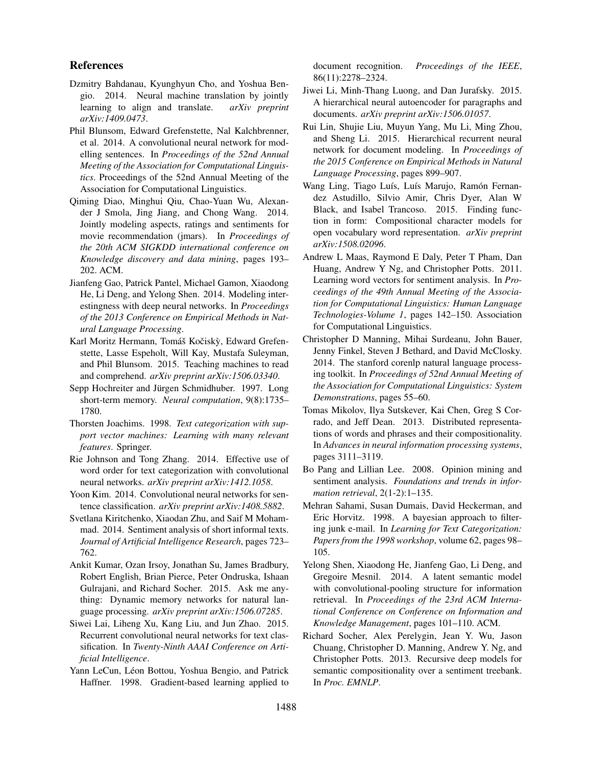## References

Dzmitry Bahdanau, Kyunghyun Cho, and Yoshua Bengio. 2014. Neural machine translation by jointly learning to align and translate. *arXiv preprint arXiv:1409.0473*.

Phil Blunsom, Edward Grefenstette, Nal Kalchbrenner, et al. 2014. A convolutional neural network for modelling sentences. In *Proceedings of the 52nd Annual Meeting of the Association for Computational Linguistics*. Proceedings of the 52nd Annual Meeting of the Association for Computational Linguistics.

Qiming Diao, Minghui Qiu, Chao-Yuan Wu, Alexander J Smola, Jing Jiang, and Chong Wang. 2014. Jointly modeling aspects, ratings and sentiments for movie recommendation (jmars). In *Proceedings of the 20th ACM SIGKDD international conference on Knowledge discovery and data mining*, pages 193–202. ACM.

Jianfeng Gao, Patrick Pantel, Michael Gamon, Xiaodong He, Li Deng, and Yelong Shen. 2014. Modeling interestingness with deep neural networks. In *Proceedings of the 2013 Conference on Empirical Methods in Natural Language Processing*.

Karl Moritz Hermann, Tomáš Kočiskỳ, Edward Grefenstette, Lasse Espeholt, Will Kay, Mustafa Suleyman, and Phil Blunsom. 2015. Teaching machines to read and comprehend. *arXiv preprint arXiv:1506.03340*.

Sepp Hochreiter and Jürgen Schmidhuber. 1997. Long short-term memory. *Neural computation*, 9(8):1735–1780.

Thorsten Joachims. 1998. *Text categorization with support vector machines: Learning with many relevant features*. Springer.

Rie Johnson and Tong Zhang. 2014. Effective use of word order for text categorization with convolutional neural networks. *arXiv preprint arXiv:1412.1058*.

Yoon Kim. 2014. Convolutional neural networks for sentence classification. *arXiv preprint arXiv:1408.5882*.

Svetlana Kiritchenko, Xiaodan Zhu, and Saif M Mohammad. 2014. Sentiment analysis of short informal texts. *Journal of Artificial Intelligence Research*, pages 723–762.

Ankit Kumar, Ozan Irsoy, Jonathan Su, James Bradbury, Robert English, Brian Pierce, Peter Ondruska, Ishaan Gulrajani, and Richard Socher. 2015. Ask me anything: Dynamic memory networks for natural language processing. *arXiv preprint arXiv:1506.07285*.

Siwei Lai, Liheng Xu, Kang Liu, and Jun Zhao. 2015. Recurrent convolutional neural networks for text classification. In *Twenty-Ninth AAAI Conference on Artificial Intelligence*.

Yann LeCun, Léon Bottou, Yoshua Bengio, and Patrick Haffner. 1998. Gradient-based learning applied to document recognition. *Proceedings of the IEEE*, 86(11):2278–2324.

Jiwei Li, Minh-Thang Luong, and Dan Jurafsky. 2015. A hierarchical neural autoencoder for paragraphs and documents. *arXiv preprint arXiv:1506.01057*.

Rui Lin, Shujie Liu, Muyun Yang, Mu Li, Ming Zhou, and Sheng Li. 2015. Hierarchical recurrent neural network for document modeling. In *Proceedings of the 2015 Conference on Empirical Methods in Natural Language Processing*, pages 899–907.

Wang Ling, Tiago Luís, Luís Marujo, Ramón Fernandez Astudillo, Silvio Amir, Chris Dyer, Alan W Black, and Isabel Trancoso. 2015. Finding function in form: Compositional character models for open vocabulary word representation. *arXiv preprint arXiv:1508.02096*.

Andrew L Maas, Raymond E Daly, Peter T Pham, Dan Huang, Andrew Y Ng, and Christopher Potts. 2011. Learning word vectors for sentiment analysis. In *Proceedings of the 49th Annual Meeting of the Association for Computational Linguistics: Human Language Technologies-Volume 1*, pages 142–150. Association for Computational Linguistics.

Christopher D Manning, Mihai Surdeanu, John Bauer, Jenny Finkel, Steven J Bethard, and David McClosky. 2014. The stanford corenlp natural language processing toolkit. In *Proceedings of 52nd Annual Meeting of the Association for Computational Linguistics: System Demonstrations*, pages 55–60.

Tomas Mikolov, Ilya Sutskever, Kai Chen, Greg S Corrado, and Jeff Dean. 2013. Distributed representations of words and phrases and their compositionality. In *Advances in neural information processing systems*, pages 3111–3119.

Bo Pang and Lillian Lee. 2008. Opinion mining and sentiment analysis. *Foundations and trends in information retrieval*, 2(1-2):1–135.

Mehran Sahami, Susan Dumais, David Heckerman, and Eric Horvitz. 1998. A bayesian approach to filtering junk e-mail. In *Learning for Text Categorization: Papers from the 1998 workshop*, volume 62, pages 98–105.

Yelong Shen, Xiaodong He, Jianfeng Gao, Li Deng, and Gregoire Mesnil. 2014. A latent semantic model with convolutional-pooling structure for information retrieval. In *Proceedings of the 23rd ACM International Conference on Conference on Information and Knowledge Management*, pages 101–110. ACM.

Richard Socher, Alex Perelygin, Jean Y. Wu, Jason Chuang, Christopher D. Manning, Andrew Y. Ng, and Christopher Potts. 2013. Recursive deep models for semantic compositionality over a sentiment treebank. In *Proc. EMNLP*.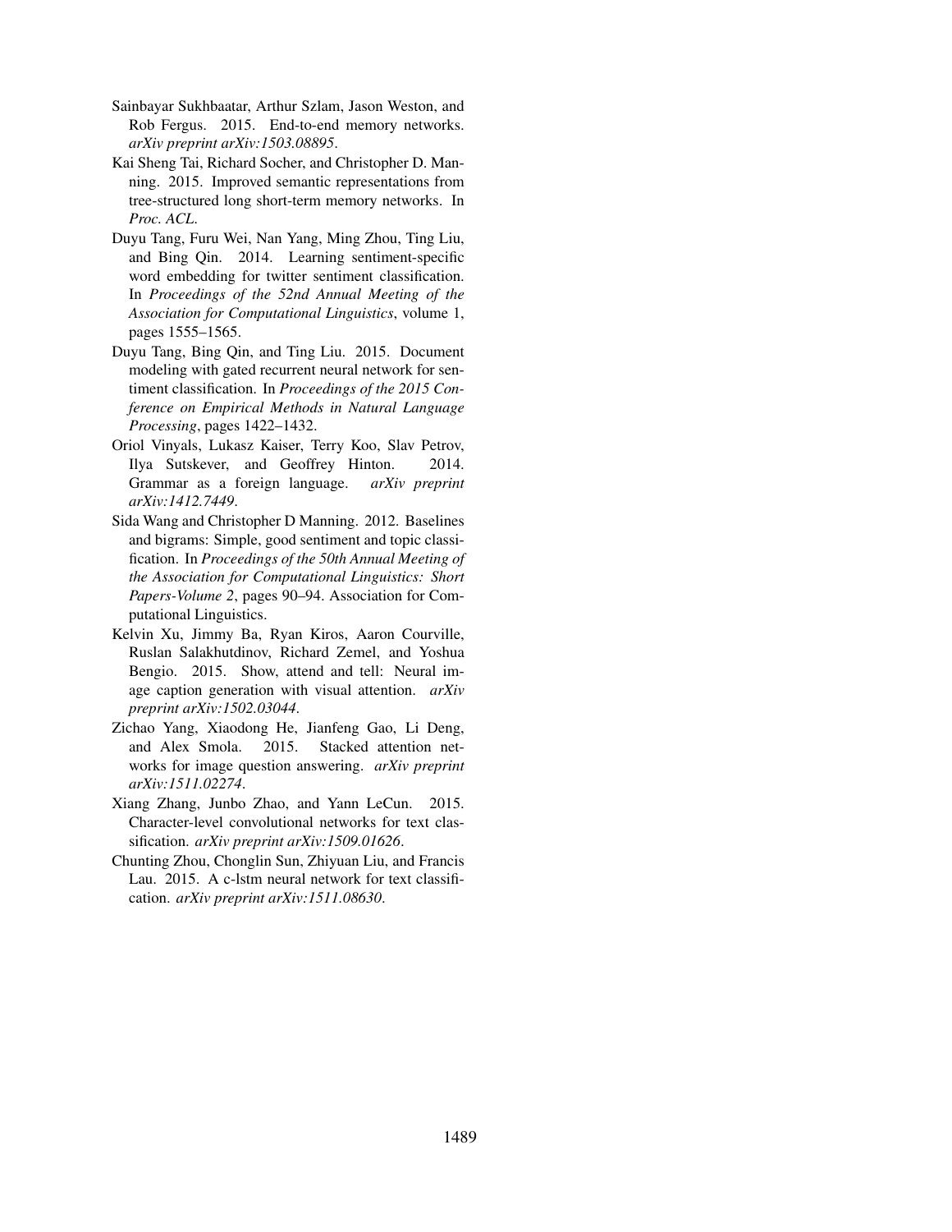Sainbayar Sukhbaatar, Arthur Szlam, Jason Weston, and Rob Fergus. 2015. End-to-end memory networks. *arXiv preprint arXiv:1503.08895*.

Kai Sheng Tai, Richard Socher, and Christopher D. Manning. 2015. Improved semantic representations from tree-structured long short-term memory networks. In *Proc. ACL*.

Duyu Tang, Furu Wei, Nan Yang, Ming Zhou, Ting Liu, and Bing Qin. 2014. Learning sentiment-specific word embedding for twitter sentiment classification. In *Proceedings of the 52nd Annual Meeting of the Association for Computational Linguistics*, volume 1, pages 1555–1565.

Duyu Tang, Bing Qin, and Ting Liu. 2015. Document modeling with gated recurrent neural network for sentiment classification. In *Proceedings of the 2015 Conference on Empirical Methods in Natural Language Processing*, pages 1422–1432.

Oriol Vinyals, Lukasz Kaiser, Terry Koo, Slav Petrov, Ilya Sutskever, and Geoffrey Hinton. 2014. Grammar as a foreign language. *arXiv preprint arXiv:1412.7449*.

Sida Wang and Christopher D Manning. 2012. Baselines and bigrams: Simple, good sentiment and topic classification. In *Proceedings of the 50th Annual Meeting of the Association for Computational Linguistics: Short Papers-Volume 2*, pages 90–94. Association for Computational Linguistics.

Kelvin Xu, Jimmy Ba, Ryan Kiros, Aaron Courville, Ruslan Salakhutdinov, Richard Zemel, and Yoshua Bengio. 2015. Show, attend and tell: Neural image caption generation with visual attention. *arXiv preprint arXiv:1502.03044*.

Zichao Yang, Xiaodong He, Jianfeng Gao, Li Deng, and Alex Smola. 2015. Stacked attention networks for image question answering. *arXiv preprint arXiv:1511.02274*.

Xiang Zhang, Junbo Zhao, and Yann LeCun. 2015. Character-level convolutional networks for text classification. *arXiv preprint arXiv:1509.01626*.

Chunting Zhou, Chonglin Sun, Zhiyuan Liu, and Francis Lau. 2015. A c-lstm neural network for text classification. *arXiv preprint arXiv:1511.08630*.